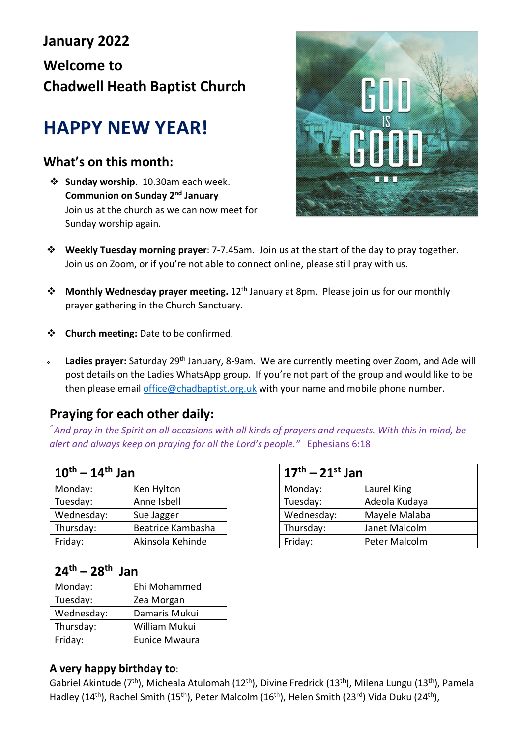# January 2022

## Welcome to Chadwell Heath Baptist Church

# HAPPY NEW YEAR!

## What's on this month:

- **Sunday worship.** 10.30am each week. **Communion on Sunday 2nd January** Join us at the church as we can now meet for Sunday worship again.

- **Weekly Tuesday morning prayer**: 7-7.45am. Join us at the start of the day to pray together. Join us on Zoom, or if you're not able to connect online, please still pray with us.

- **Monthly Wednesday prayer meeting.** 12th January at 8pm. Please join us for our monthly prayer gathering in the Church Sanctuary.

- **Church meeting:** Date to be confirmed.

- **Ladies prayer:** Saturday 29th January, 8-9am. We are currently meeting over Zoom, and Ade will post details on the Ladies WhatsApp group. If you're not part of the group and would like to be then please email office@chadbaptist.org.uk with your name and mobile phone number.

## Praying for each other daily:

*"And pray in the Spirit on all occasions with all kinds of prayers and requests. With this in mind, be alert and always keep on praying for all the Lord's people."* Ephesians 6:18

| 10th – 14th Jan | |
|---|---|
| Monday: | Ken Hylton |
| Tuesday: | Anne Isbell |
| Wednesday: | Sue Jagger |
| Thursday: | Beatrice Kambasha |
| Friday: | Akinsola Kehinde |

| 17th – 21st Jan | |
|---|---|
| Monday: | Laurel King |
| Tuesday: | Adeola Kudaya |
| Wednesday: | Mayele Malaba |
| Thursday: | Janet Malcolm |
| Friday: | Peter Malcolm |

| 24th – 28th Jan | |
|---|---|
| Monday: | Ehi Mohammed |
| Tuesday: | Zea Morgan |
| Wednesday: | Damaris Mukui |
| Thursday: | William Mukui |
| Friday: | Eunice Mwaura |

### A very happy birthday to:

Gabriel Akintude (7th), Micheala Atulomah (12th), Divine Fredrick (13th), Milena Lungu (13th), Pamela Hadley (14th), Rachel Smith (15th), Peter Malcolm (16th), Helen Smith (23rd) Vida Duku (24th),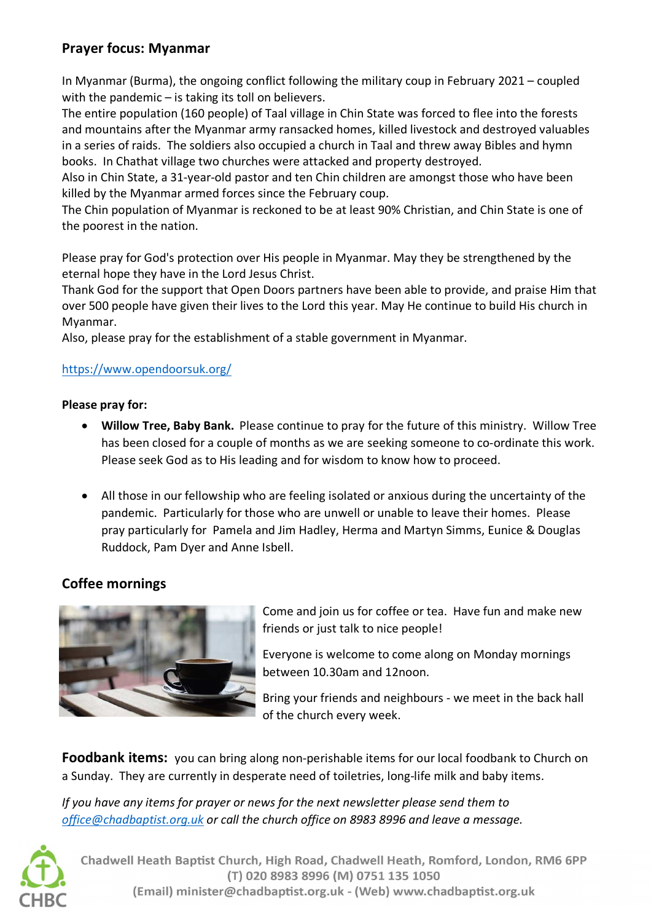## Prayer focus: Myanmar

In Myanmar (Burma), the ongoing conflict following the military coup in February 2021 – coupled with the pandemic – is taking its toll on believers.

The entire population (160 people) of Taal village in Chin State was forced to flee into the forests and mountains after the Myanmar army ransacked homes, killed livestock and destroyed valuables in a series of raids. The soldiers also occupied a church in Taal and threw away Bibles and hymn books. In Chathat village two churches were attacked and property destroyed.

Also in Chin State, a 31-year-old pastor and ten Chin children are amongst those who have been killed by the Myanmar armed forces since the February coup.

The Chin population of Myanmar is reckoned to be at least 90% Christian, and Chin State is one of the poorest in the nation.

Please pray for God's protection over His people in Myanmar. May they be strengthened by the eternal hope they have in the Lord Jesus Christ.

Thank God for the support that Open Doors partners have been able to provide, and praise Him that over 500 people have given their lives to the Lord this year. May He continue to build His church in Myanmar.

Also, please pray for the establishment of a stable government in Myanmar.

https://www.opendoorsuk.org/

**Please pray for:**

- **Willow Tree, Baby Bank.** Please continue to pray for the future of this ministry. Willow Tree has been closed for a couple of months as we are seeking someone to co-ordinate this work. Please seek God as to His leading and for wisdom to know how to proceed.
- All those in our fellowship who are feeling isolated or anxious during the uncertainty of the pandemic. Particularly for those who are unwell or unable to leave their homes. Please pray particularly for Pamela and Jim Hadley, Herma and Martyn Simms, Eunice & Douglas Ruddock, Pam Dyer and Anne Isbell.

## Coffee mornings

Come and join us for coffee or tea. Have fun and make new friends or just talk to nice people!

Everyone is welcome to come along on Monday mornings between 10.30am and 12noon.

Bring your friends and neighbours - we meet in the back hall of the church every week.

**Foodbank items:** you can bring along non-perishable items for our local foodbank to Church on a Sunday. They are currently in desperate need of toiletries, long-life milk and baby items.

*If you have any items for prayer or news for the next newsletter please send them to office@chadbaptist.org.uk or call the church office on 8983 8996 and leave a message.*

CHBC

Chadwell Heath Baptist Church, High Road, Chadwell Heath, Romford, London, RM6 6PP
(T) 020 8983 8996 (M) 0751 135 1050
(Email) minister@chadbaptist.org.uk - (Web) www.chadbaptist.org.uk